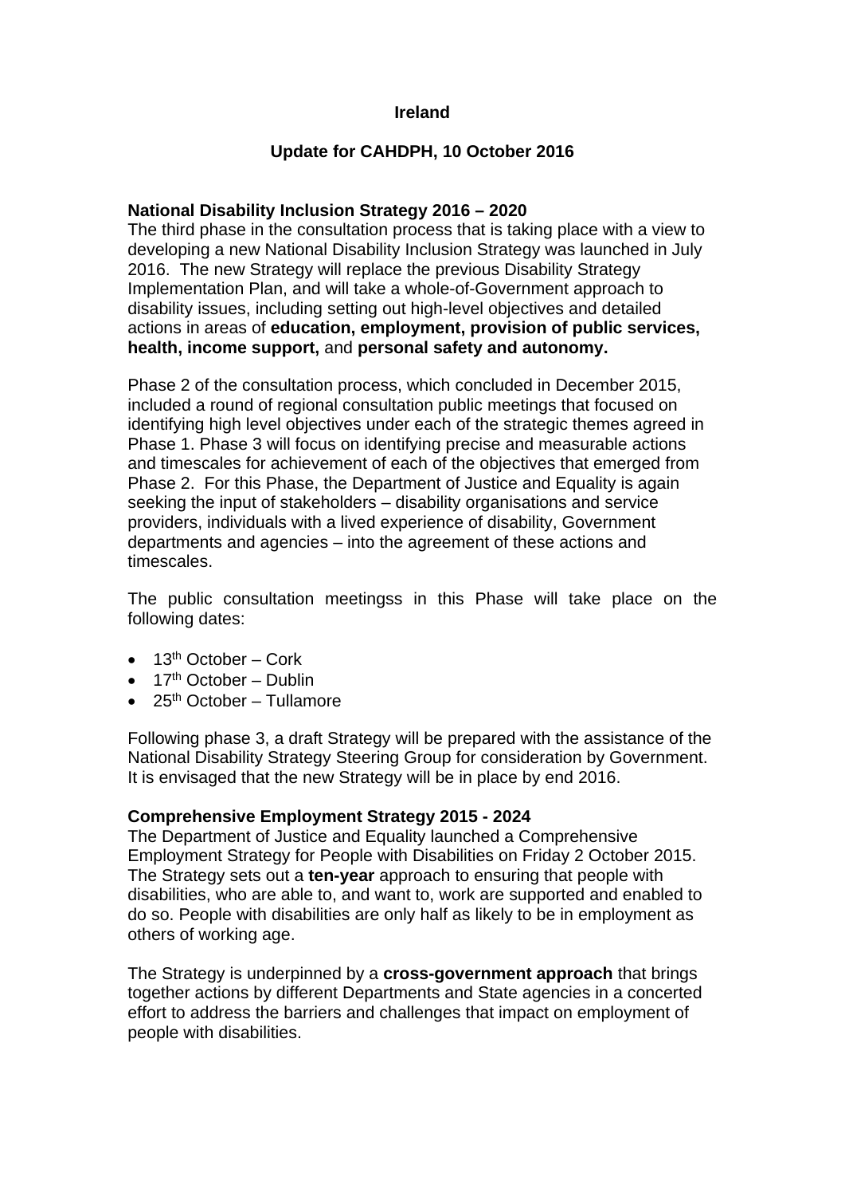**Ireland**

**Update for CAHDPH, 10 October 2016**

**National Disability Inclusion Strategy 2016 – 2020**

The third phase in the consultation process that is taking place with a view to developing a new National Disability Inclusion Strategy was launched in July 2016. The new Strategy will replace the previous Disability Strategy Implementation Plan, and will take a whole-of-Government approach to disability issues, including setting out high-level objectives and detailed actions in areas of **education, employment, provision of public services, health, income support,** and **personal safety and autonomy.**

Phase 2 of the consultation process, which concluded in December 2015, included a round of regional consultation public meetings that focused on identifying high level objectives under each of the strategic themes agreed in Phase 1. Phase 3 will focus on identifying precise and measurable actions and timescales for achievement of each of the objectives that emerged from Phase 2. For this Phase, the Department of Justice and Equality is again seeking the input of stakeholders – disability organisations and service providers, individuals with a lived experience of disability, Government departments and agencies – into the agreement of these actions and timescales.

The public consultation meetingss in this Phase will take place on the following dates:

- 13th October – Cork
- 17th October – Dublin
- 25th October – Tullamore

Following phase 3, a draft Strategy will be prepared with the assistance of the National Disability Strategy Steering Group for consideration by Government. It is envisaged that the new Strategy will be in place by end 2016.

**Comprehensive Employment Strategy 2015 - 2024**

The Department of Justice and Equality launched a Comprehensive Employment Strategy for People with Disabilities on Friday 2 October 2015. The Strategy sets out a **ten-year** approach to ensuring that people with disabilities, who are able to, and want to, work are supported and enabled to do so. People with disabilities are only half as likely to be in employment as others of working age.

The Strategy is underpinned by a **cross-government approach** that brings together actions by different Departments and State agencies in a concerted effort to address the barriers and challenges that impact on employment of people with disabilities.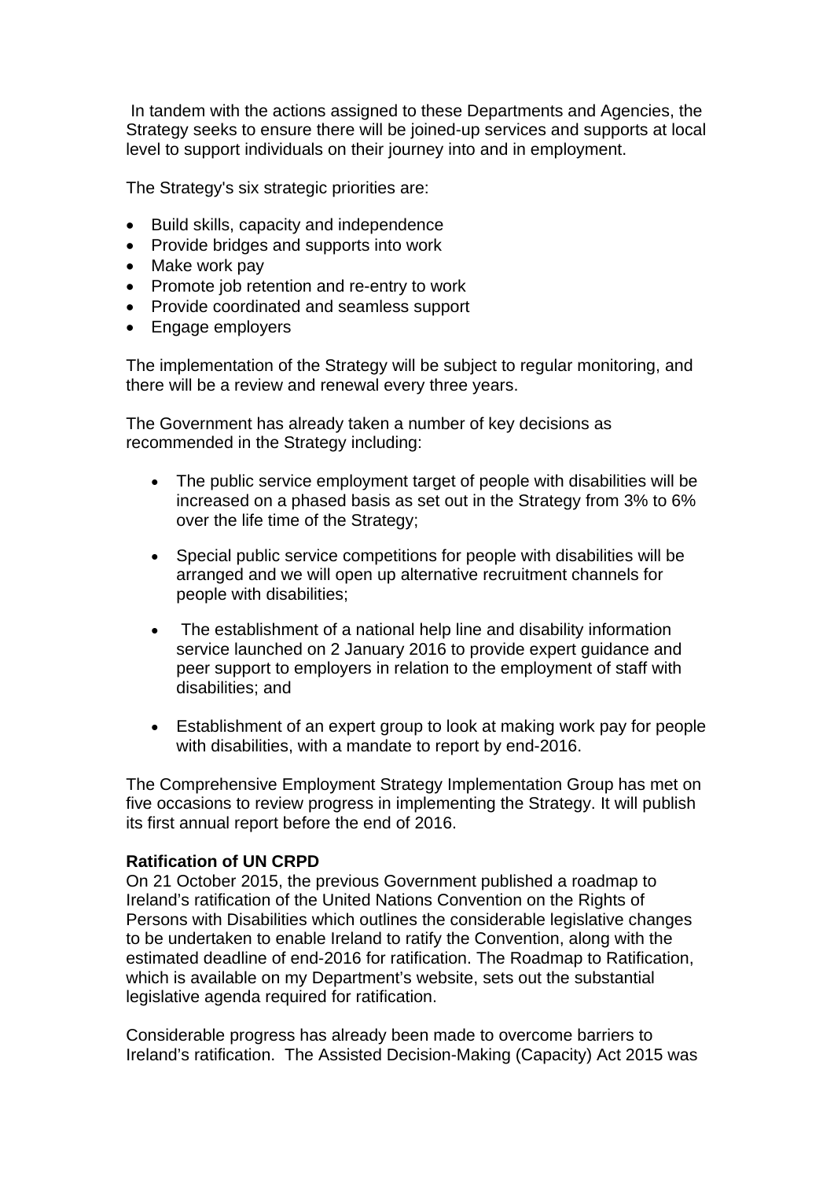In tandem with the actions assigned to these Departments and Agencies, the Strategy seeks to ensure there will be joined-up services and supports at local level to support individuals on their journey into and in employment.

The Strategy's six strategic priorities are:

- Build skills, capacity and independence
- Provide bridges and supports into work
- Make work pay
- Promote job retention and re-entry to work
- Provide coordinated and seamless support
- Engage employers

The implementation of the Strategy will be subject to regular monitoring, and there will be a review and renewal every three years.

The Government has already taken a number of key decisions as recommended in the Strategy including:

- The public service employment target of people with disabilities will be increased on a phased basis as set out in the Strategy from 3% to 6% over the life time of the Strategy;
- Special public service competitions for people with disabilities will be arranged and we will open up alternative recruitment channels for people with disabilities;
- The establishment of a national help line and disability information service launched on 2 January 2016 to provide expert guidance and peer support to employers in relation to the employment of staff with disabilities; and
- Establishment of an expert group to look at making work pay for people with disabilities, with a mandate to report by end-2016.

The Comprehensive Employment Strategy Implementation Group has met on five occasions to review progress in implementing the Strategy. It will publish its first annual report before the end of 2016.

**Ratification of UN CRPD**

On 21 October 2015, the previous Government published a roadmap to Ireland's ratification of the United Nations Convention on the Rights of Persons with Disabilities which outlines the considerable legislative changes to be undertaken to enable Ireland to ratify the Convention, along with the estimated deadline of end-2016 for ratification. The Roadmap to Ratification, which is available on my Department's website, sets out the substantial legislative agenda required for ratification.

Considerable progress has already been made to overcome barriers to Ireland's ratification. The Assisted Decision-Making (Capacity) Act 2015 was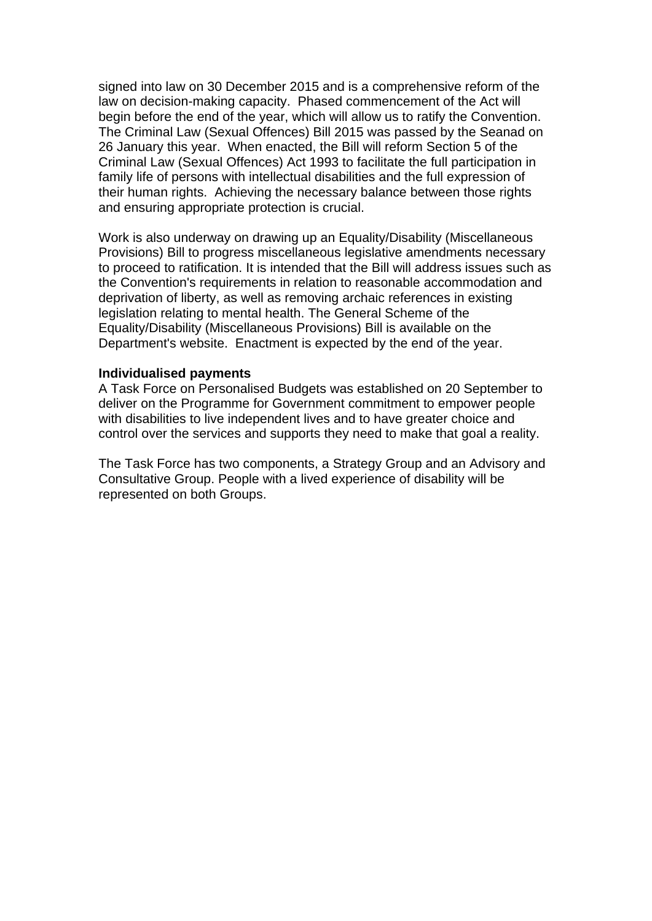signed into law on 30 December 2015 and is a comprehensive reform of the law on decision-making capacity. Phased commencement of the Act will begin before the end of the year, which will allow us to ratify the Convention. The Criminal Law (Sexual Offences) Bill 2015 was passed by the Seanad on 26 January this year. When enacted, the Bill will reform Section 5 of the Criminal Law (Sexual Offences) Act 1993 to facilitate the full participation in family life of persons with intellectual disabilities and the full expression of their human rights. Achieving the necessary balance between those rights and ensuring appropriate protection is crucial.

Work is also underway on drawing up an Equality/Disability (Miscellaneous Provisions) Bill to progress miscellaneous legislative amendments necessary to proceed to ratification. It is intended that the Bill will address issues such as the Convention's requirements in relation to reasonable accommodation and deprivation of liberty, as well as removing archaic references in existing legislation relating to mental health. The General Scheme of the Equality/Disability (Miscellaneous Provisions) Bill is available on the Department's website. Enactment is expected by the end of the year.

**Individualised payments**

A Task Force on Personalised Budgets was established on 20 September to deliver on the Programme for Government commitment to empower people with disabilities to live independent lives and to have greater choice and control over the services and supports they need to make that goal a reality.

The Task Force has two components, a Strategy Group and an Advisory and Consultative Group. People with a lived experience of disability will be represented on both Groups.